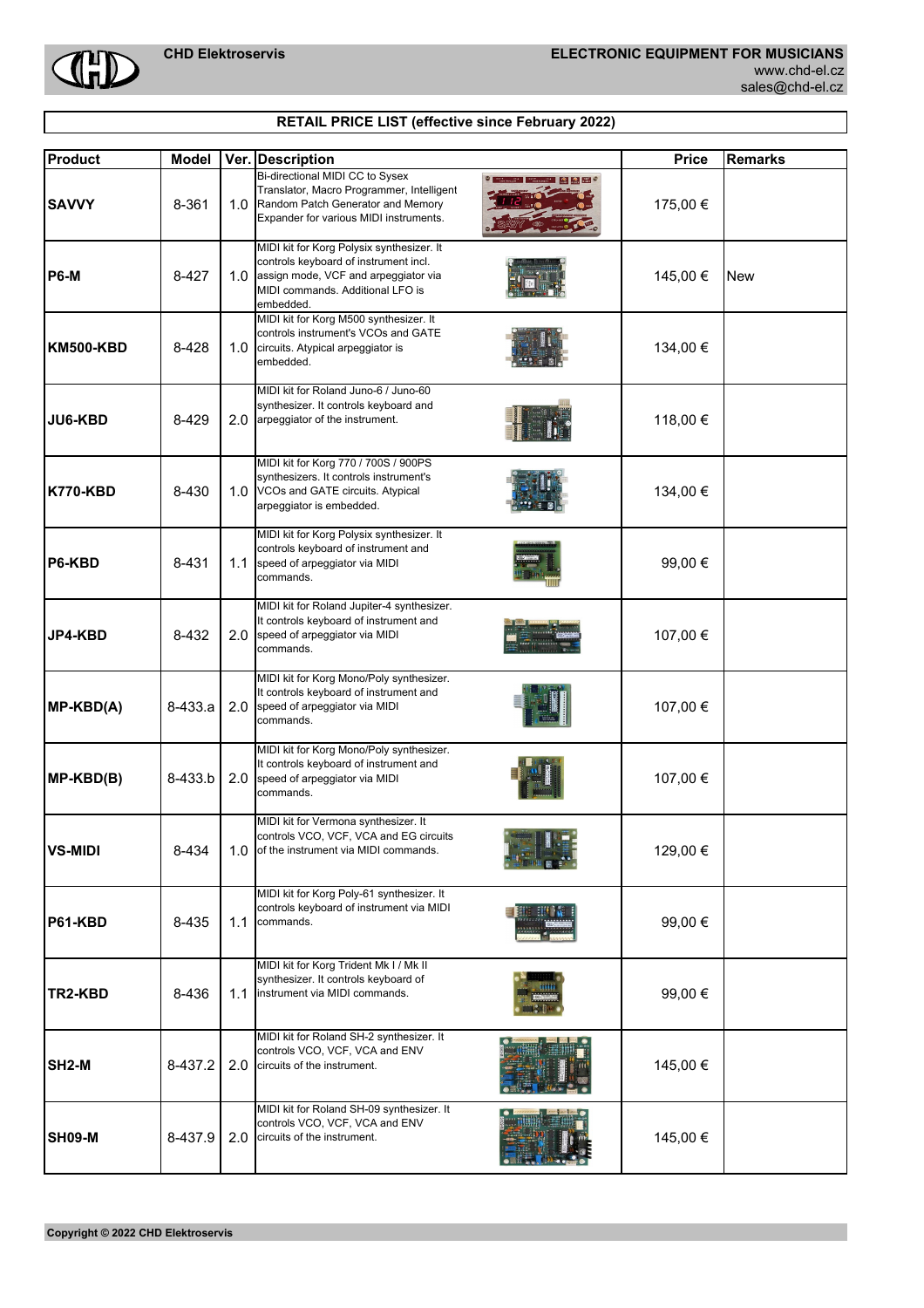**CHD Elektroservis**

**ELECTRONIC EQUIPMENT FOR MUSICIANS**
www.chd-el.cz
sales@chd-el.cz

## RETAIL PRICE LIST (effective since February 2022)

| Product | Model | Ver. | Description | Price | Remarks |
|---|---|---|---|---|---|
| **SAVVY** | 8-361 | 1.0 | Bi-directional MIDI CC to Sysex Translator, Macro Programmer, Intelligent Random Patch Generator and Memory Expander for various MIDI instruments. | 175,00 € | |
| **P6-M** | 8-427 | 1.0 | MIDI kit for Korg Polysix synthesizer. It controls keyboard of instrument incl. assign mode, VCF and arpeggiator via MIDI commands. Additional LFO is embedded. | 145,00 € | New |
| **KM500-KBD** | 8-428 | 1.0 | MIDI kit for Korg M500 synthesizer. It controls instrument's VCOs and GATE circuits. Atypical arpeggiator is embedded. | 134,00 € | |
| **JU6-KBD** | 8-429 | 2.0 | MIDI kit for Roland Juno-6 / Juno-60 synthesizer. It controls keyboard and arpeggiator of the instrument. | 118,00 € | |
| **K770-KBD** | 8-430 | 1.0 | MIDI kit for Korg 770 / 700S / 900PS synthesizers. It controls instrument's VCOs and GATE circuits. Atypical arpeggiator is embedded. | 134,00 € | |
| **P6-KBD** | 8-431 | 1.1 | MIDI kit for Korg Polysix synthesizer. It controls keyboard of instrument and speed of arpeggiator via MIDI commands. | 99,00 € | |
| **JP4-KBD** | 8-432 | 2.0 | MIDI kit for Roland Jupiter-4 synthesizer. It controls keyboard of instrument and speed of arpeggiator via MIDI commands. | 107,00 € | |
| **MP-KBD(A)** | 8-433.a | 2.0 | MIDI kit for Korg Mono/Poly synthesizer. It controls keyboard of instrument and speed of arpeggiator via MIDI commands. | 107,00 € | |
| **MP-KBD(B)** | 8-433.b | 2.0 | MIDI kit for Korg Mono/Poly synthesizer. It controls keyboard of instrument and speed of arpeggiator via MIDI commands. | 107,00 € | |
| **VS-MIDI** | 8-434 | 1.0 | MIDI kit for Vermona synthesizer. It controls VCO, VCF, VCA and EG circuits of the instrument via MIDI commands. | 129,00 € | |
| **P61-KBD** | 8-435 | 1.1 | MIDI kit for Korg Poly-61 synthesizer. It controls keyboard of instrument via MIDI commands. | 99,00 € | |
| **TR2-KBD** | 8-436 | 1.1 | MIDI kit for Korg Trident Mk I / Mk II synthesizer. It controls keyboard of instrument via MIDI commands. | 99,00 € | |
| **SH2-M** | 8-437.2 | 2.0 | MIDI kit for Roland SH-2 synthesizer. It controls VCO, VCF, VCA and ENV circuits of the instrument. | 145,00 € | |
| **SH09-M** | 8-437.9 | 2.0 | MIDI kit for Roland SH-09 synthesizer. It controls VCO, VCF, VCA and ENV circuits of the instrument. | 145,00 € | |

**Copyright © 2022 CHD Elektroservis**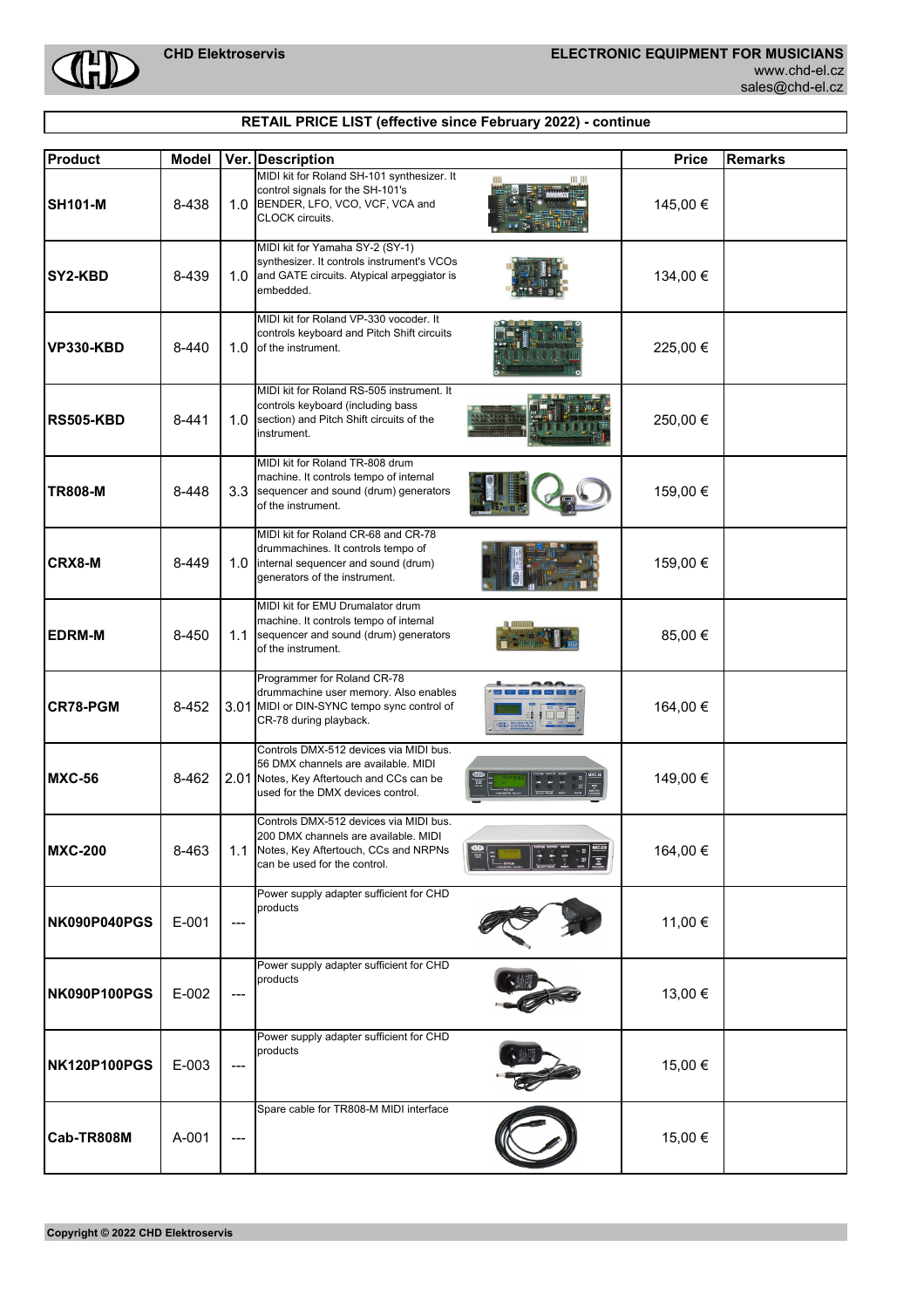## RETAIL PRICE LIST (effective since February 2022) - continue

| Product | Model | Ver. | Description | Price | Remarks |
|---|---|---|---|---|---|
| **SH101-M** | 8-438 | 1.0 | MIDI kit for Roland SH-101 synthesizer. It control signals for the SH-101's BENDER, LFO, VCO, VCF, VCA and CLOCK circuits. | 145,00 € | |
| **SY2-KBD** | 8-439 | 1.0 | MIDI kit for Yamaha SY-2 (SY-1) synthesizer. It controls instrument's VCOs and GATE circuits. Atypical arpeggiator is embedded. | 134,00 € | |
| **VP330-KBD** | 8-440 | 1.0 | MIDI kit for Roland VP-330 vocoder. It controls keyboard and Pitch Shift circuits of the instrument. | 225,00 € | |
| **RS505-KBD** | 8-441 | 1.0 | MIDI kit for Roland RS-505 instrument. It controls keyboard (including bass section) and Pitch Shift circuits of the instrument. | 250,00 € | |
| **TR808-M** | 8-448 | 3.3 | MIDI kit for Roland TR-808 drum machine. It controls tempo of internal sequencer and sound (drum) generators of the instrument. | 159,00 € | |
| **CRX8-M** | 8-449 | 1.0 | MIDI kit for Roland CR-68 and CR-78 drummachines. It controls tempo of internal sequencer and sound (drum) generators of the instrument. | 159,00 € | |
| **EDRM-M** | 8-450 | 1.1 | MIDI kit for EMU Drumalator drum machine. It controls tempo of internal sequencer and sound (drum) generators of the instrument. | 85,00 € | |
| **CR78-PGM** | 8-452 | 3.01 | Programmer for Roland CR-78 drummachine user memory. Also enables MIDI or DIN-SYNC tempo sync control of CR-78 during playback. | 164,00 € | |
| **MXC-56** | 8-462 | 2.01 | Controls DMX-512 devices via MIDI bus. 56 DMX channels are available. MIDI Notes, Key Aftertouch and CCs can be used for the DMX devices control. | 149,00 € | |
| **MXC-200** | 8-463 | 1.1 | Controls DMX-512 devices via MIDI bus. 200 DMX channels are available. MIDI Notes, Key Aftertouch, CCs and NRPNs can be used for the control. | 164,00 € | |
| **NK090P040PGS** | E-001 | --- | Power supply adapter sufficient for CHD products | 11,00 € | |
| **NK090P100PGS** | E-002 | --- | Power supply adapter sufficient for CHD products | 13,00 € | |
| **NK120P100PGS** | E-003 | --- | Power supply adapter sufficient for CHD products | 15,00 € | |
| **Cab-TR808M** | A-001 | --- | Spare cable for TR808-M MIDI interface | 15,00 € | |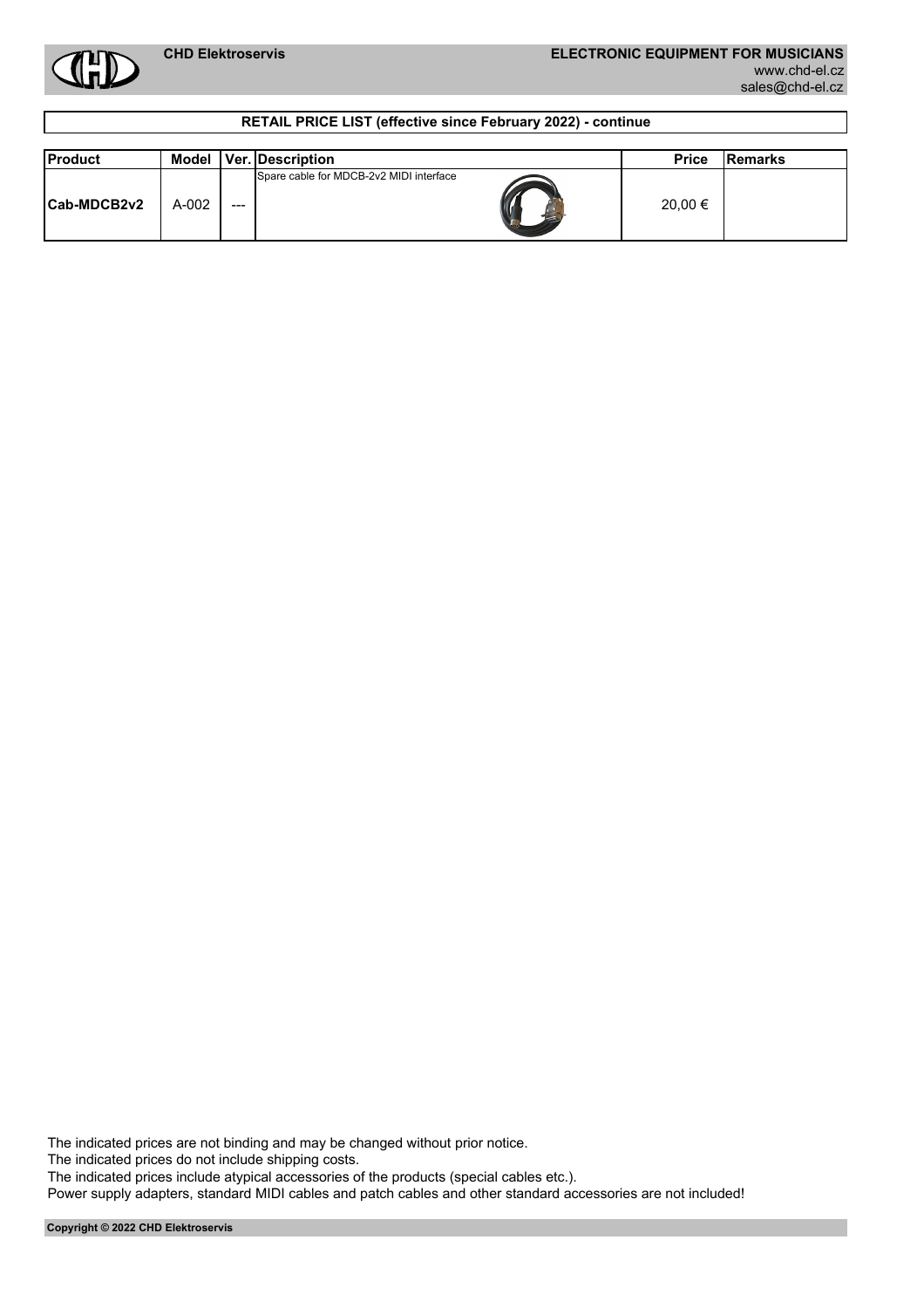**RETAIL PRICE LIST (effective since February 2022) - continue**

| Product | Model | Ver. | Description | Price | Remarks |
|---|---|---|---|---|---|
| **Cab-MDCB2v2** | A-002 | --- | Spare cable for MDCB-2v2 MIDI interface | 20,00 € | |

The indicated prices are not binding and may be changed without prior notice.
The indicated prices do not include shipping costs.
The indicated prices include atypical accessories of the products (special cables etc.).
Power supply adapters, standard MIDI cables and patch cables and other standard accessories are not included!